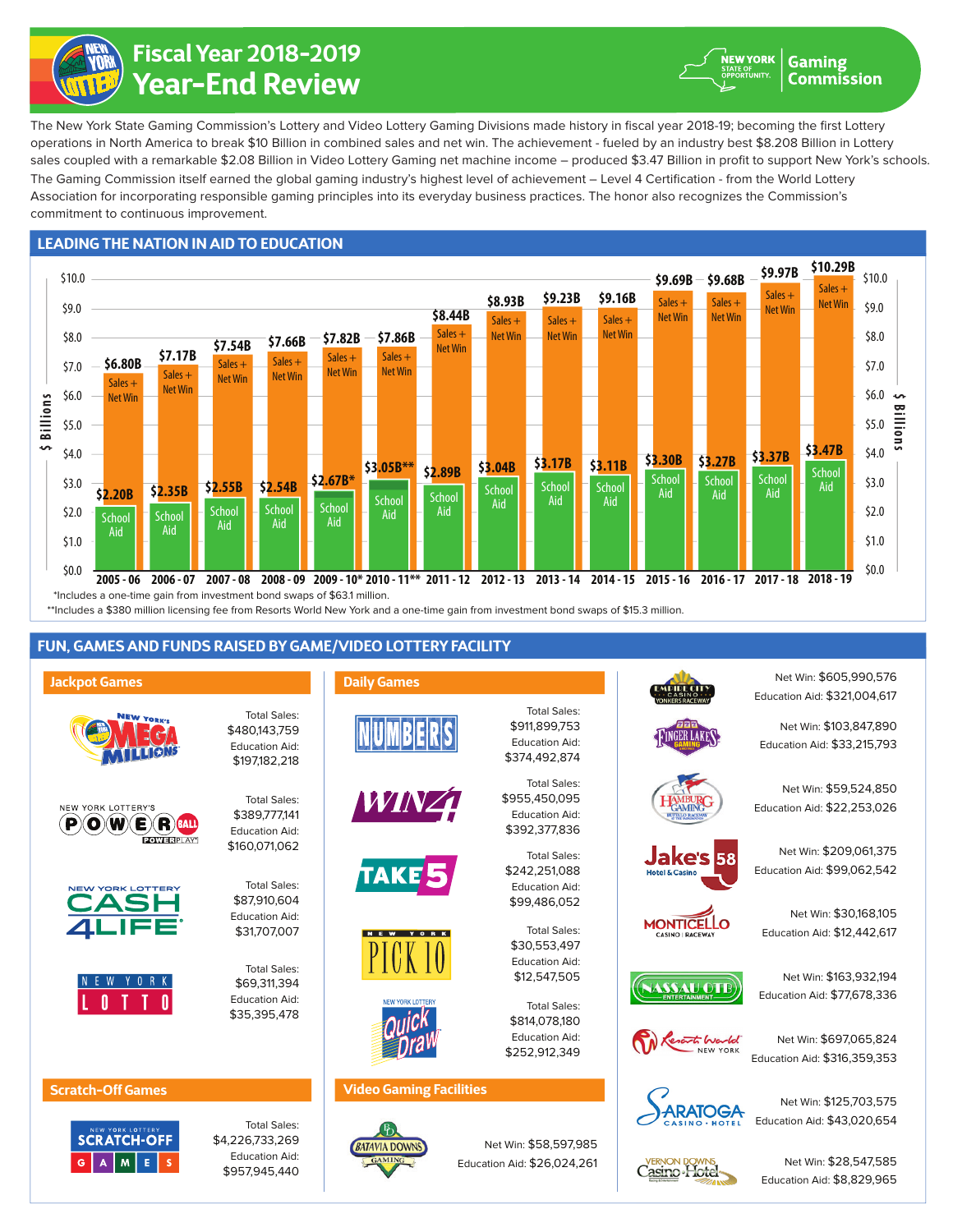# Fiscal Year 2018-2019 Year-End Review

New York State Gaming Commission

The New York State Gaming Commission's Lottery and Video Lottery Gaming Divisions made history in fiscal year 2018-19; becoming the first Lottery operations in North America to break $10 Billion in combined sales and net win. The achievement - fueled by an industry best $8.208 Billion in Lottery sales coupled with a remarkable $2.08 Billion in Video Lottery Gaming net machine income – produced $3.47 Billion in profit to support New York's schools. The Gaming Commission itself earned the global gaming industry's highest level of achievement – Level 4 Certification - from the World Lottery Association for incorporating responsible gaming principles into its everyday business practices. The honor also recognizes the Commission's commitment to continuous improvement.

## LEADING THE NATION IN AID TO EDUCATION

| Fiscal Year | Sales + Net Win | School Aid |
|---|---|---|
| 2005 - 06 | $6.80B | $2.20B |
| 2006 - 07 | $7.17B | $2.35B |
| 2007 - 08 | $7.54B | $2.55B |
| 2008 - 09 | $7.66B | $2.54B |
| 2009 - 10* | $7.82B | $2.67B* |
| 2010 - 11** | $7.86B | $3.05B** |
| 2011 - 12 | $8.44B | $2.89B |
| 2012 - 13 | $8.93B | $3.04B |
| 2013 - 14 | $9.23B | $3.17B |
| 2014 - 15 | $9.16B | $3.11B |
| 2015 - 16 | $9.69B | $3.30B |
| 2016 - 17 | $9.68B | $3.27B |
| 2017 - 18 | $9.97B | $3.37B |
| 2018 - 19 | $10.29B | $3.47B |

*Includes a one-time gain from investment bond swaps of $63.1 million.

**Includes a $380 million licensing fee from Resorts World New York and a one-time gain from investment bond swaps of $15.3 million.

## FUN, GAMES AND FUNDS RAISED BY GAME/VIDEO LOTTERY FACILITY

### Jackpot Games

| Game | Total Sales | Education Aid |
|---|---|---|
| Mega Millions | $480,143,759 | $197,182,218 |
| Powerball | $389,777,141 | $160,071,062 |
| Cash 4 Life | $87,910,604 | $31,707,007 |
| New York Lotto | $69,311,394 | $35,395,478 |

### Scratch-Off Games

| Game | Total Sales | Education Aid |
|---|---|---|
| Scratch-Off Games | $4,226,733,269 | $957,945,440 |

### Daily Games

| Game | Total Sales | Education Aid |
|---|---|---|
| Numbers | $911,899,753 | $374,492,874 |
| Win 4 | $955,450,095 | $392,377,836 |
| Take 5 | $242,251,088 | $99,486,052 |
| Pick 10 | $30,553,497 | $12,547,505 |
| Quick Draw | $814,078,180 | $252,912,349 |

### Video Gaming Facilities

| Facility | Net Win | Education Aid |
|---|---|---|
| Batavia Downs Gaming | $58,597,985 | $26,024,261 |
| Empire City Casino Yonkers Raceway | $605,990,576 | $321,004,617 |
| Finger Lakes Gaming | $103,847,890 | $33,215,793 |
| Hamburg Gaming | $59,524,850 | $22,253,026 |
| Jake's 58 Hotel & Casino | $209,061,375 | $99,062,542 |
| Monticello Casino & Raceway | $30,168,105 | $12,442,617 |
| Nassau OTB Entertainment | $163,932,194 | $77,678,336 |
| Resorts World New York | $697,065,824 | $316,359,353 |
| Saratoga Casino Hotel | $125,703,575 | $43,020,654 |
| Vernon Downs Casino Hotel | $28,547,585 | $8,829,965 |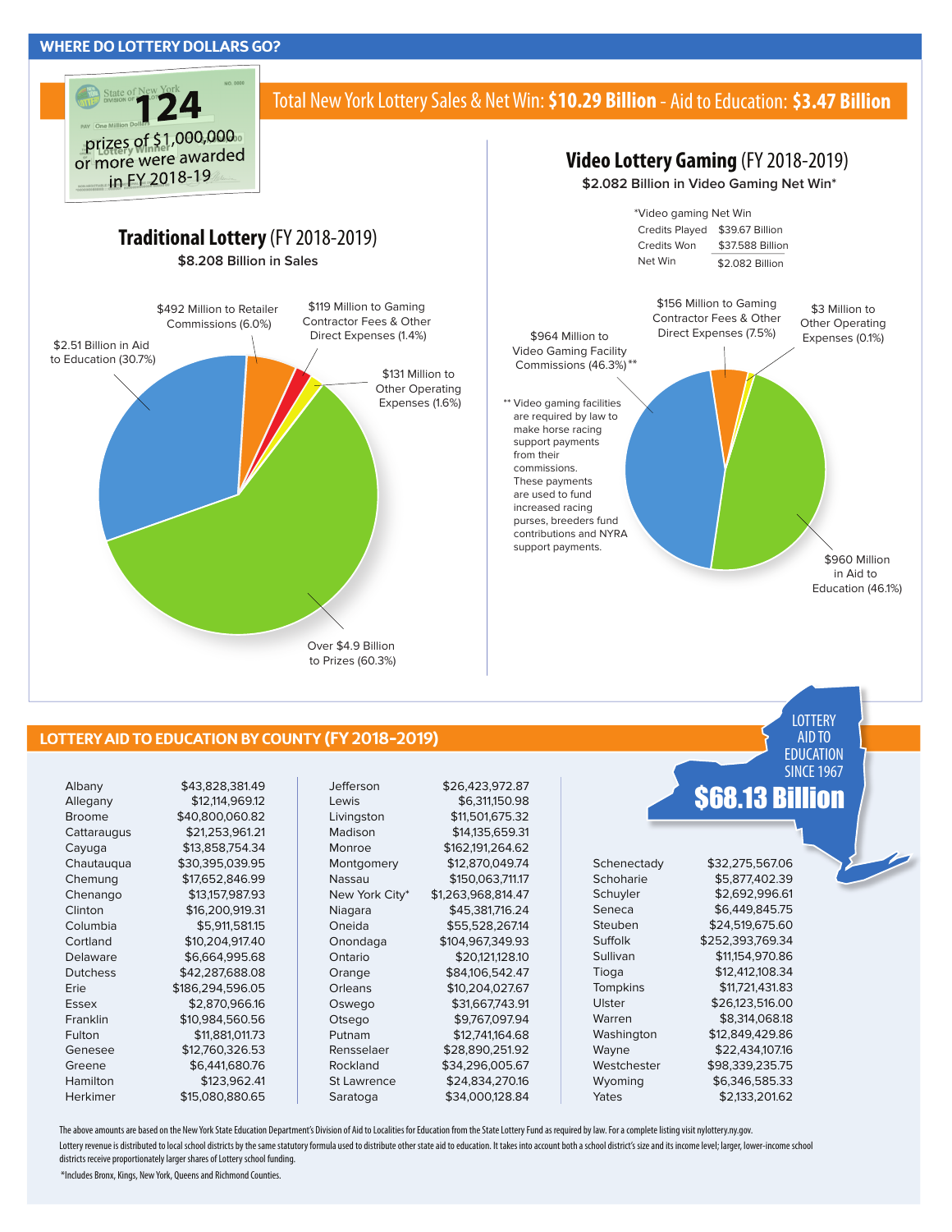## WHERE DO LOTTERY DOLLARS GO?

124 prizes of $1,000,000 or more were awarded in FY 2018-19

**Total New York Lottery Sales & Net Win: $10.29 Billion - Aid to Education: $3.47 Billion**

### Traditional Lottery (FY 2018-2019)

$8.208 Billion in Sales

$2.51 Billion in Aid to Education (30.7%)

$492 Million to Retailer Commissions (6.0%)

$119 Million to Gaming Contractor Fees & Other Direct Expenses (1.4%)

$131 Million to Other Operating Expenses (1.6%)

Over $4.9 Billion to Prizes (60.3%)

### Video Lottery Gaming (FY 2018-2019)

$2.082 Billion in Video Gaming Net Win*

*Video gaming Net Win

| | |
|---|---|
| Credits Played | $39.67 Billion |
| Credits Won | $37.588 Billion |
| Net Win | $2.082 Billion |

$964 Million to Video Gaming Facility Commissions (46.3%)**

$156 Million to Gaming Contractor Fees & Other Direct Expenses (7.5%)

$3 Million to Other Operating Expenses (0.1%)

$960 Million in Aid to Education (46.1%)

** Video gaming facilities are required by law to make horse racing support payments from their commissions. These payments are used to fund increased racing purses, breeders fund contributions and NYRA support payments.

## LOTTERY AID TO EDUCATION BY COUNTY (FY 2018-2019)

LOTTERY AID TO EDUCATION SINCE 1967 **$68.13 Billion**

| | | | | | |
|---|---|---|---|---|---|
| Albany | $43,828,381.49 | Jefferson | $26,423,972.87 | Schenectady | $32,275,567.06 |
| Allegany | $12,114,969.12 | Lewis | $6,311,150.98 | Schoharie | $5,877,402.39 |
| Broome | $40,800,060.82 | Livingston | $11,501,675.32 | Schuyler | $2,692,996.61 |
| Cattaraugus | $21,253,961.21 | Madison | $14,135,659.31 | Seneca | $6,449,845.75 |
| Cayuga | $13,858,754.34 | Monroe | $162,191,264.62 | Steuben | $24,519,675.60 |
| Chautauqua | $30,395,039.95 | Montgomery | $12,870,049.74 | Suffolk | $252,393,769.34 |
| Chemung | $17,652,846.99 | Nassau | $150,063,711.17 | Sullivan | $11,154,970.86 |
| Chenango | $13,157,987.93 | New York City* | $1,263,968,814.47 | Tioga | $12,412,108.34 |
| Clinton | $16,200,919.31 | Niagara | $45,381,716.24 | Tompkins | $11,721,431.83 |
| Columbia | $5,911,581.15 | Oneida | $55,528,267.14 | Ulster | $26,123,516.00 |
| Cortland | $10,204,917.40 | Onondaga | $104,967,349.93 | Warren | $8,314,068.18 |
| Delaware | $6,664,995.68 | Ontario | $20,121,128.10 | Washington | $12,849,429.86 |
| Dutchess | $42,287,688.08 | Orange | $84,106,542.47 | Wayne | $22,434,107.16 |
| Erie | $186,294,596.05 | Orleans | $10,204,027.67 | Westchester | $98,339,235.75 |
| Essex | $2,870,966.16 | Oswego | $31,667,743.91 | Wyoming | $6,346,585.33 |
| Franklin | $10,984,560.56 | Otsego | $9,767,097.94 | Yates | $2,133,201.62 |
| Fulton | $11,881,011.73 | Putnam | $12,741,164.68 | | |
| Genesee | $12,760,326.53 | Rensselaer | $28,890,251.92 | | |
| Greene | $6,441,680.76 | Rockland | $34,296,005.67 | | |
| Hamilton | $123,962.41 | St Lawrence | $24,834,270.16 | | |
| Herkimer | $15,080,880.65 | Saratoga | $34,000,128.84 | | |

The above amounts are based on the New York State Education Department's Division of Aid to Localities for Education from the State Lottery Fund as required by law. For a complete listing visit nylottery.ny.gov.

Lottery revenue is distributed to local school districts by the same statutory formula used to distribute other state aid to education. It takes into account both a school district's size and its income level; larger, lower-income school districts receive proportionately larger shares of Lottery school funding.

*Includes Bronx, Kings, New York, Queens and Richmond Counties.